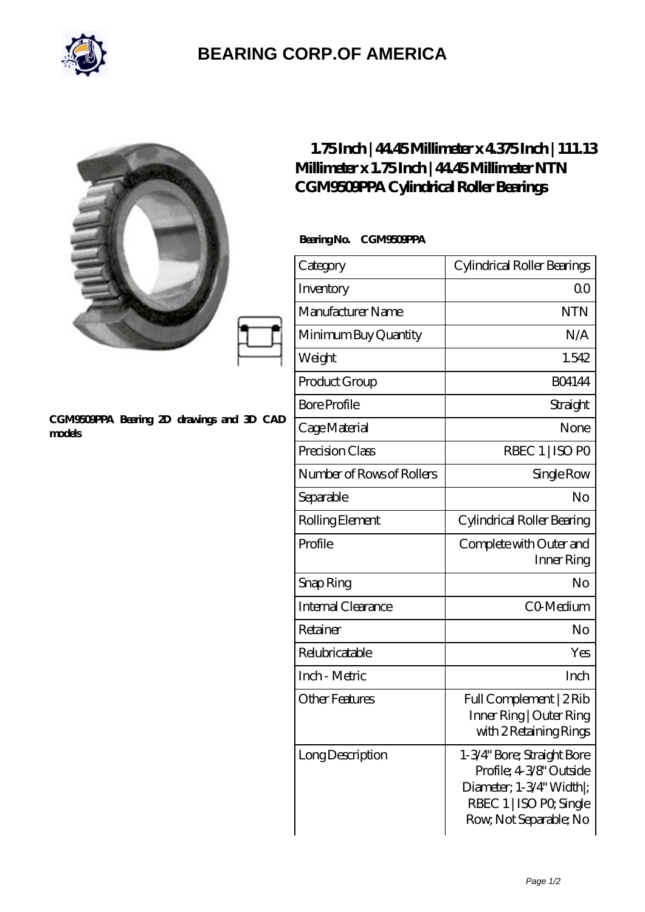# BEARING CORP.OF AMERICA

CGM9509PPA Bearing 2D drawings and 3D CAD models

## 1.75 Inch | 44.45 Millimeter x 4.375 Inch | 111.13 Millimeter x 1.75 Inch | 44.45 Millimeter NTN CGM9509PPA Cylindrical Roller Bearings

**Bearing No. CGM9509PPA**

| Category | Cylindrical Roller Bearings |
|---|---|
| Inventory | 0.0 |
| Manufacturer Name | NTN |
| Minimum Buy Quantity | N/A |
| Weight | 1.542 |
| Product Group | B04144 |
| Bore Profile | Straight |
| Cage Material | None |
| Precision Class | RBEC 1 \| ISO P0 |
| Number of Rows of Rollers | Single Row |
| Separable | No |
| Rolling Element | Cylindrical Roller Bearing |
| Profile | Complete with Outer and Inner Ring |
| Snap Ring | No |
| Internal Clearance | C0-Medium |
| Retainer | No |
| Relubricatable | Yes |
| Inch - Metric | Inch |
| Other Features | Full Complement \| 2 Rib Inner Ring \| Outer Ring with 2 Retaining Rings |
| Long Description | 1-3/4" Bore; Straight Bore Profile; 4-3/8" Outside Diameter; 1-3/4" Width\|; RBEC 1 \| ISO P0; Single Row; Not Separable; No |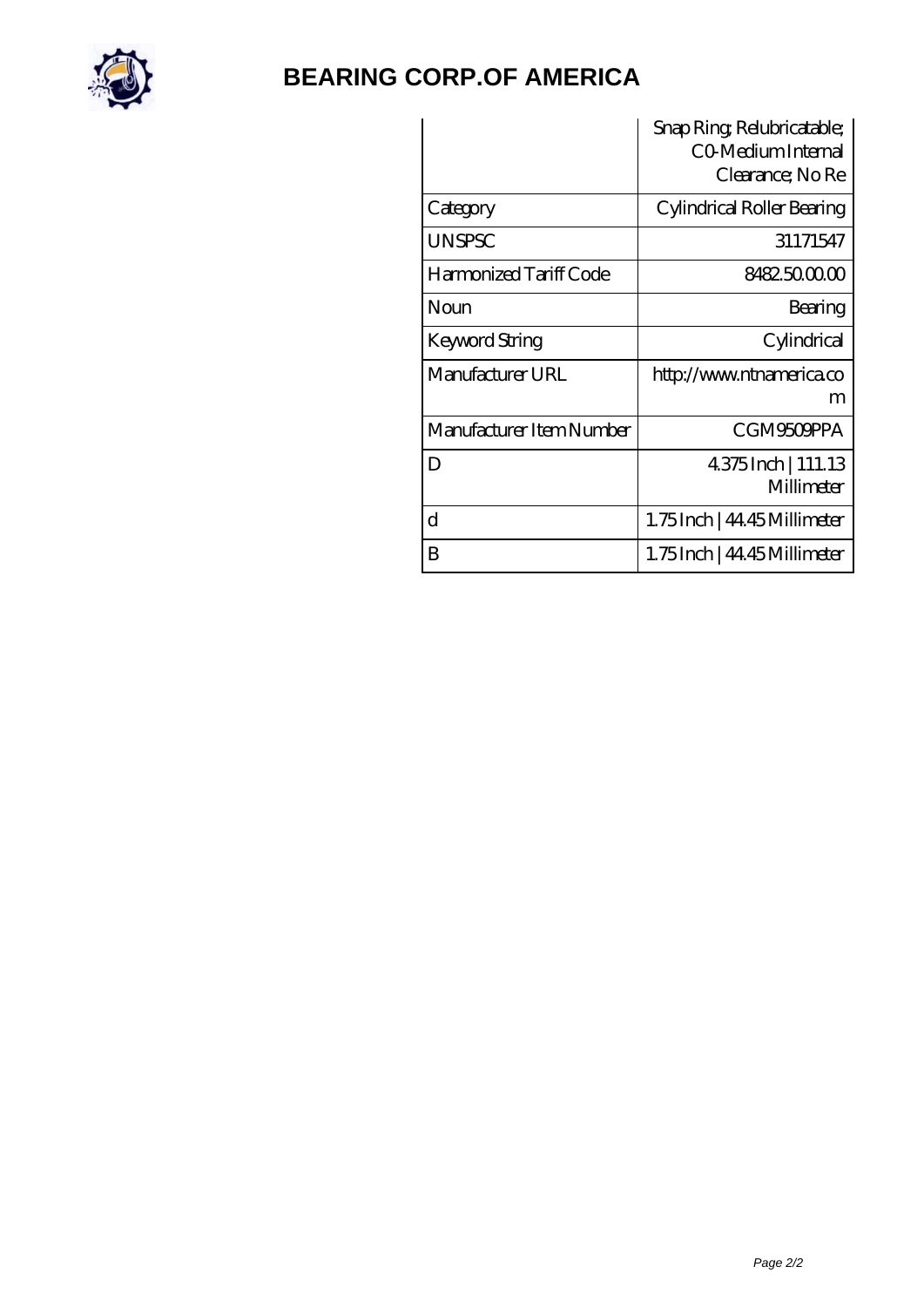# BEARING CORP.OF AMERICA

| | |
|---|---|
| | Snap Ring; Relubricatable; C0-Medium Internal Clearance; No Re |
| Category | Cylindrical Roller Bearing |
| UNSPSC | 31171547 |
| Harmonized Tariff Code | 8482.50.00.00 |
| Noun | Bearing |
| Keyword String | Cylindrical |
| Manufacturer URL | http://www.ntnamerica.com |
| Manufacturer Item Number | CGM9509PPA |
| D | 4.375 Inch \| 111.13 Millimeter |
| d | 1.75 Inch \| 44.45 Millimeter |
| B | 1.75 Inch \| 44.45 Millimeter |